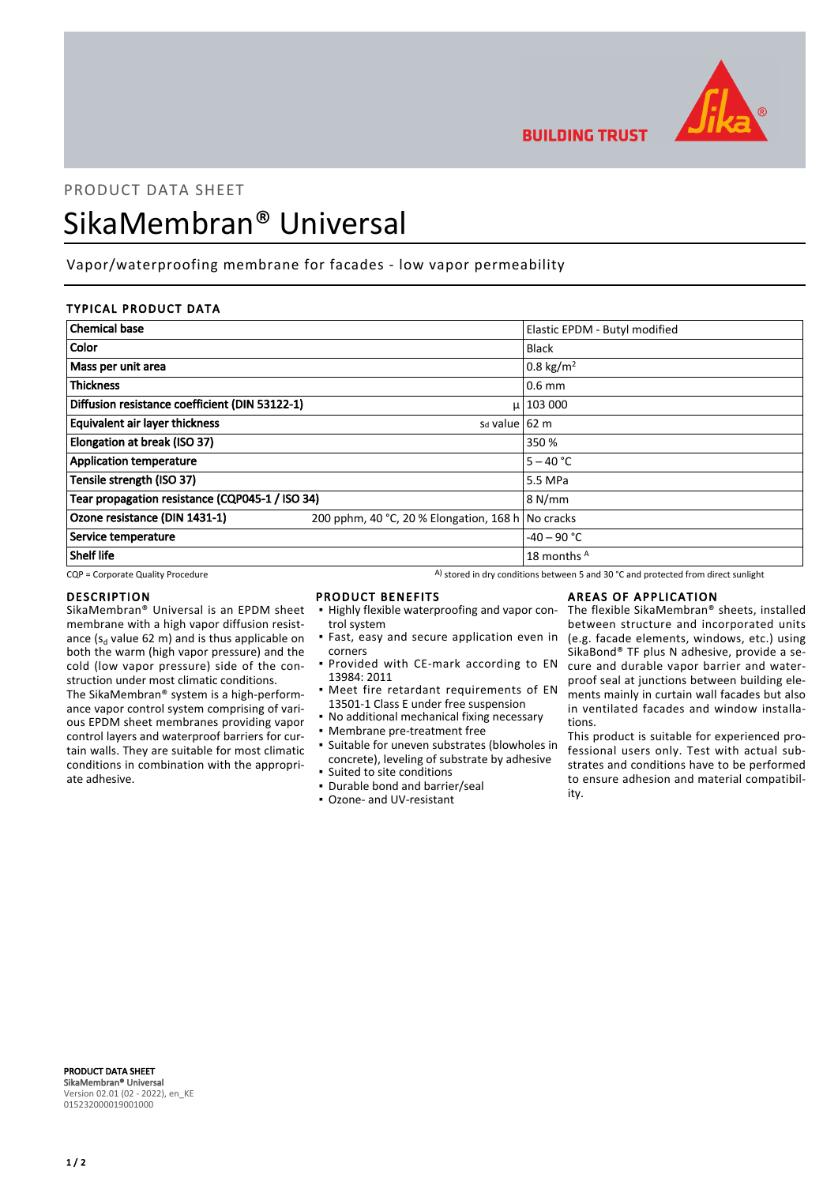PRODUCT DATA SHEET

# SikaMembran® Universal

Vapor/waterproofing membrane for facades - low vapor permeability

## TYPICAL PRODUCT DATA

| Property | Condition | Value |
|---|---|---|
| **Chemical base** | | Elastic EPDM - Butyl modified |
| **Color** | | Black |
| **Mass per unit area** | | 0.8 kg/m$^2$ |
| **Thickness** | | 0.6 mm |
| **Diffusion resistance coefficient (DIN 53122-1)** | μ | 103 000 |
| **Equivalent air layer thickness** | $s_d$ value | 62 m |
| **Elongation at break (ISO 37)** | | 350 % |
| **Application temperature** | | 5 – 40 °C |
| **Tensile strength (ISO 37)** | | 5.5 MPa |
| **Tear propagation resistance (CQP045-1 / ISO 34)** | | 8 N/mm |
| **Ozone resistance (DIN 1431-1)** | 200 pphm, 40 °C, 20 % Elongation, 168 h | No cracks |
| **Service temperature** | | -40 – 90 °C |
| **Shelf life** | | 18 months [A] |

CQP = Corporate Quality Procedure

[A] stored in dry conditions between 5 and 30 °C and protected from direct sunlight

## DESCRIPTION

SikaMembran® Universal is an EPDM sheet membrane with a high vapor diffusion resistance ($s_d$ value 62 m) and is thus applicable on both the warm (high vapor pressure) and the cold (low vapor pressure) side of the construction under most climatic conditions.

The SikaMembran® system is a high-performance vapor control system comprising of various EPDM sheet membranes providing vapor control layers and waterproof barriers for curtain walls. They are suitable for most climatic conditions in combination with the appropriate adhesive.

## PRODUCT BENEFITS

- Highly flexible waterproofing and vapor control system
- Fast, easy and secure application even in corners
- Provided with CE-mark according to EN 13984: 2011
- Meet fire retardant requirements of EN 13501-1 Class E under free suspension
- No additional mechanical fixing necessary
- Membrane pre-treatment free
- Suitable for uneven substrates (blowholes in concrete), leveling of substrate by adhesive
- Suited to site conditions
- Durable bond and barrier/seal
- Ozone- and UV-resistant

## AREAS OF APPLICATION

The flexible SikaMembran® sheets, installed between structure and incorporated units (e.g. facade elements, windows, etc.) using SikaBond® TF plus N adhesive, provide a secure and durable vapor barrier and waterproof seal at junctions between building elements mainly in curtain wall facades but also in ventilated facades and window installations.

This product is suitable for experienced professional users only. Test with actual substrates and conditions have to be performed to ensure adhesion and material compatibility.

**PRODUCT DATA SHEET**
**SikaMembran® Universal**
Version 02.01 (02 - 2022), en_KE
015232000019001000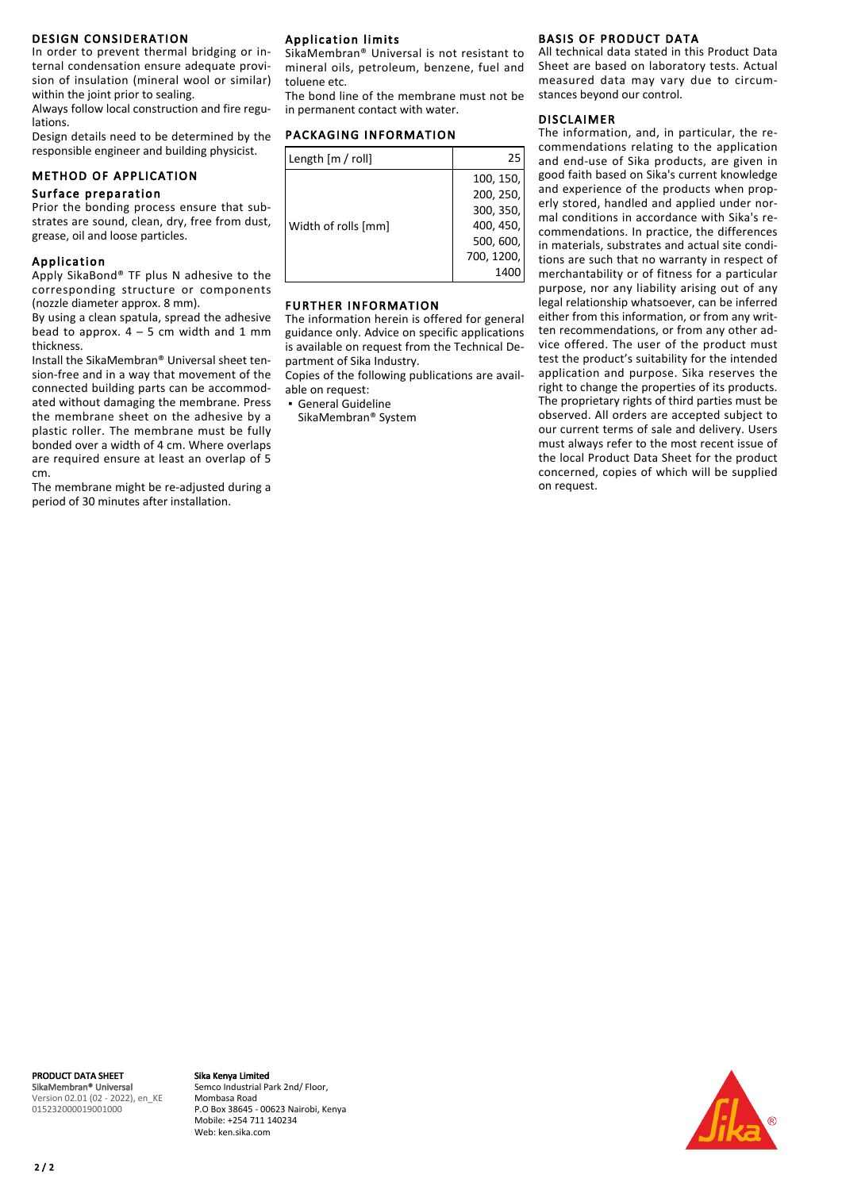## DESIGN CONSIDERATION

In order to prevent thermal bridging or internal condensation ensure adequate provision of insulation (mineral wool or similar) within the joint prior to sealing.

Always follow local construction and fire regulations.

Design details need to be determined by the responsible engineer and building physicist.

## METHOD OF APPLICATION

### Surface preparation

Prior the bonding process ensure that substrates are sound, clean, dry, free from dust, grease, oil and loose particles.

### Application

Apply SikaBond® TF plus N adhesive to the corresponding structure or components (nozzle diameter approx. 8 mm).

By using a clean spatula, spread the adhesive bead to approx. 4 – 5 cm width and 1 mm thickness.

Install the SikaMembran® Universal sheet tension-free and in a way that movement of the connected building parts can be accommodated without damaging the membrane. Press the membrane sheet on the adhesive by a plastic roller. The membrane must be fully bonded over a width of 4 cm. Where overlaps are required ensure at least an overlap of 5 cm.

The membrane might be re-adjusted during a period of 30 minutes after installation.

### Application limits

SikaMembran® Universal is not resistant to mineral oils, petroleum, benzene, fuel and toluene etc.

The bond line of the membrane must not be in permanent contact with water.

## PACKAGING INFORMATION

| | |
|---|---|
| Length [m / roll] | 25 |
| Width of rolls [mm] | 100, 150, 200, 250, 300, 350, 400, 450, 500, 600, 700, 1200, 1400 |

## FURTHER INFORMATION

The information herein is offered for general guidance only. Advice on specific applications is available on request from the Technical Department of Sika Industry.

Copies of the following publications are available on request:

- General Guideline SikaMembran® System

## BASIS OF PRODUCT DATA

All technical data stated in this Product Data Sheet are based on laboratory tests. Actual measured data may vary due to circumstances beyond our control.

## DISCLAIMER

The information, and, in particular, the recommendations relating to the application and end-use of Sika products, are given in good faith based on Sika's current knowledge and experience of the products when properly stored, handled and applied under normal conditions in accordance with Sika's recommendations. In practice, the differences in materials, substrates and actual site conditions are such that no warranty in respect of merchantability or of fitness for a particular purpose, nor any liability arising out of any legal relationship whatsoever, can be inferred either from this information, or from any written recommendations, or from any other advice offered. The user of the product must test the product's suitability for the intended application and purpose. Sika reserves the right to change the properties of its products. The proprietary rights of third parties must be observed. All orders are accepted subject to our current terms of sale and delivery. Users must always refer to the most recent issue of the local Product Data Sheet for the product concerned, copies of which will be supplied on request.

**PRODUCT DATA SHEET**
**SikaMembran® Universal**
Version 02.01 (02 - 2022), en_KE
015232000019001000

**Sika Kenya Limited**
Semco Industrial Park 2nd/ Floor,
Mombasa Road
P.O Box 38645 - 00623 Nairobi, Kenya
Mobile: +254 711 140234
Web: ken.sika.com